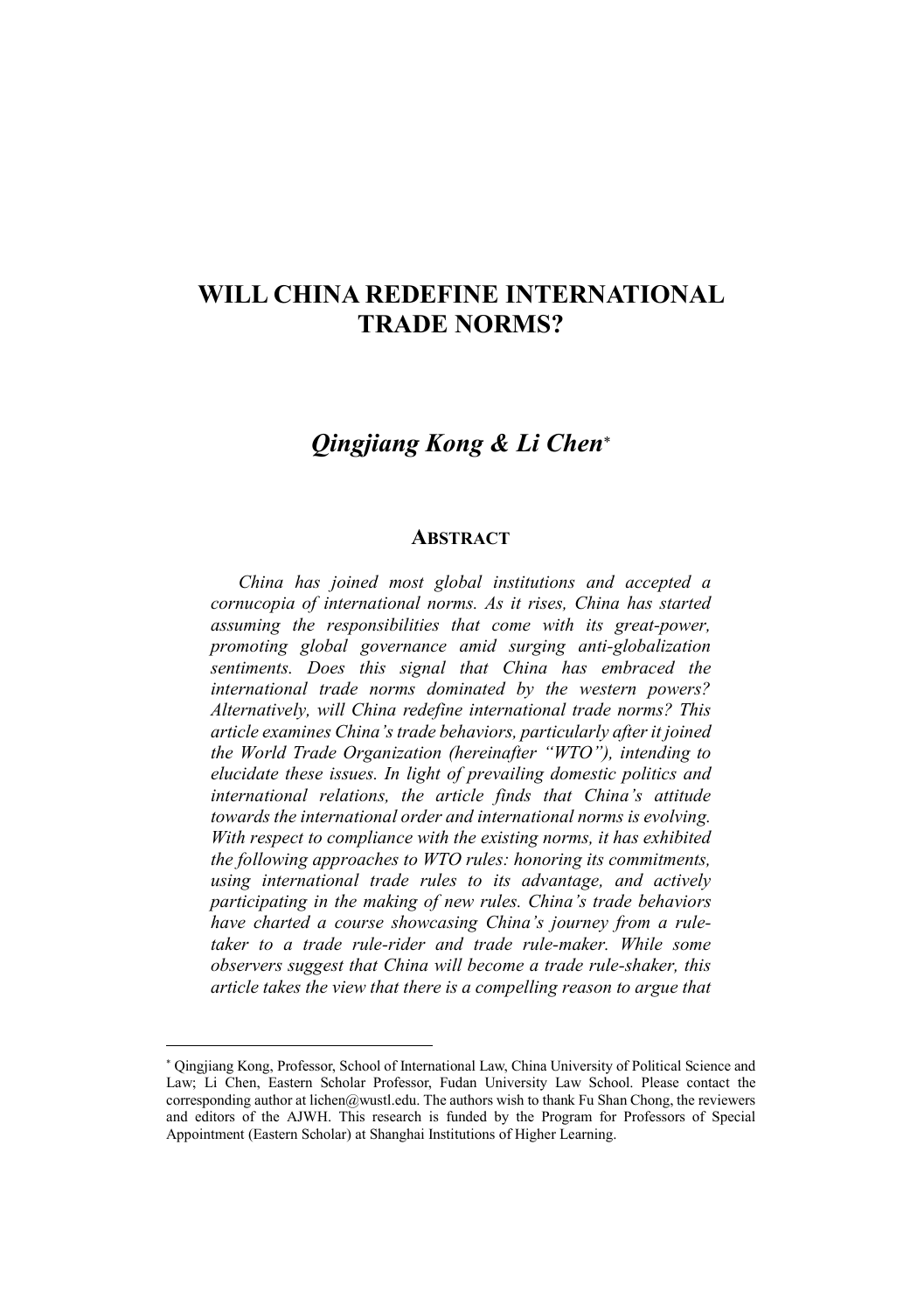# WILL CHINA REDEFINE INTERNATIONAL TRADE NORMS?

## *Qingjiang Kong & Li Chen*[*]

### ABSTRACT

*China has joined most global institutions and accepted a cornucopia of international norms. As it rises, China has started assuming the responsibilities that come with its great-power, promoting global governance amid surging anti-globalization sentiments. Does this signal that China has embraced the international trade norms dominated by the western powers? Alternatively, will China redefine international trade norms? This article examines China's trade behaviors, particularly after it joined the World Trade Organization (hereinafter "WTO"), intending to elucidate these issues. In light of prevailing domestic politics and international relations, the article finds that China's attitude towards the international order and international norms is evolving. With respect to compliance with the existing norms, it has exhibited the following approaches to WTO rules: honoring its commitments, using international trade rules to its advantage, and actively participating in the making of new rules. China's trade behaviors have charted a course showcasing China's journey from a rule-taker to a trade rule-rider and trade rule-maker. While some observers suggest that China will become a trade rule-shaker, this article takes the view that there is a compelling reason to argue that*

---

[*] Qingjiang Kong, Professor, School of International Law, China University of Political Science and Law; Li Chen, Eastern Scholar Professor, Fudan University Law School. Please contact the corresponding author at lichen@wustl.edu. The authors wish to thank Fu Shan Chong, the reviewers and editors of the AJWH. This research is funded by the Program for Professors of Special Appointment (Eastern Scholar) at Shanghai Institutions of Higher Learning.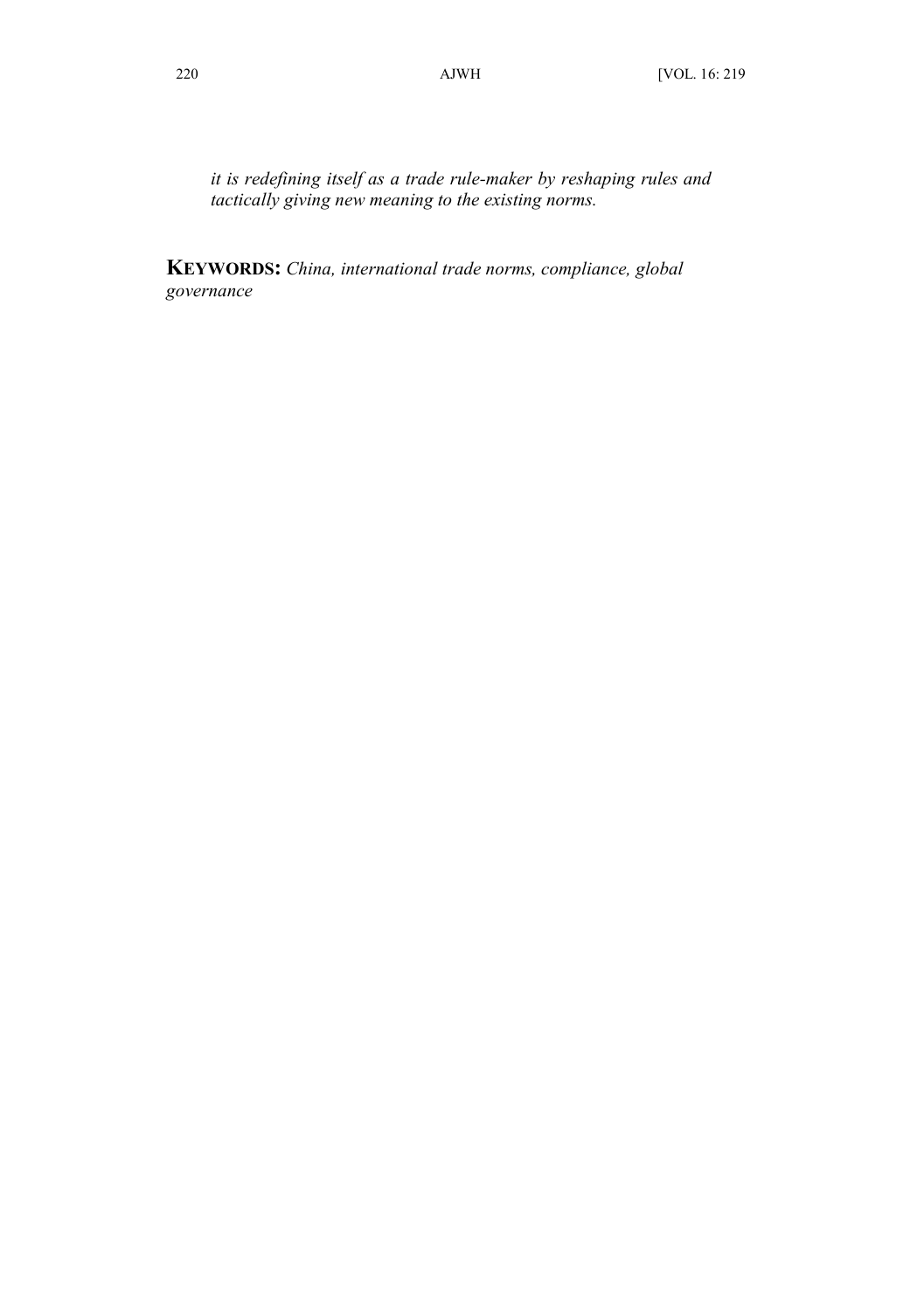*it is redefining itself as a trade rule-maker by reshaping rules and tactically giving new meaning to the existing norms.*

**KEYWORDS:** *China, international trade norms, compliance, global governance*